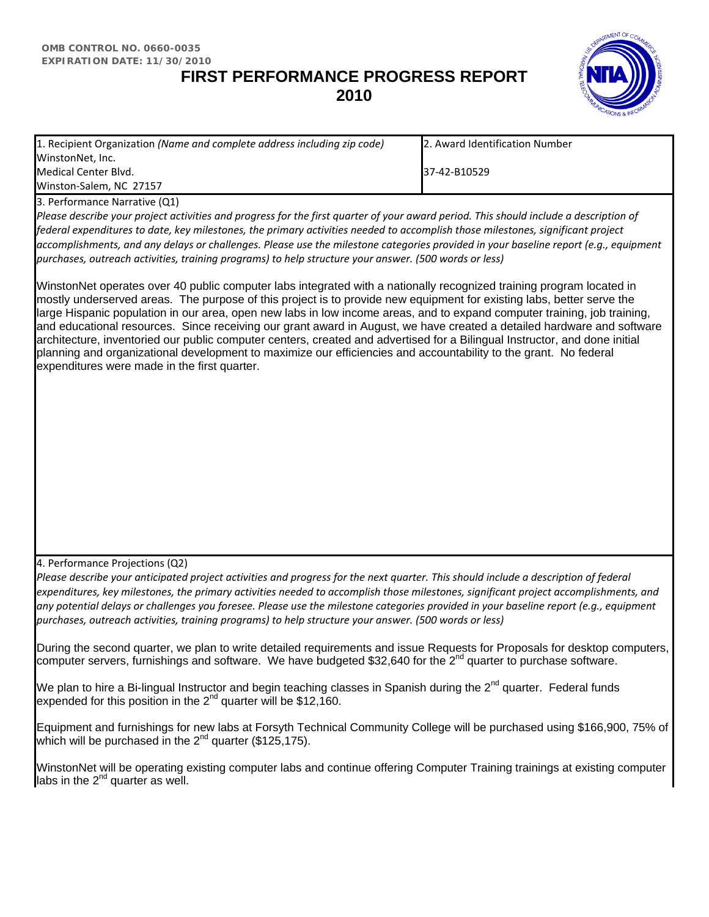**OMB CONTROL NO. 0660-0035**
**EXPIRATION DATE: 11/30/2010**

# FIRST PERFORMANCE PROGRESS REPORT 2010

| 1. Recipient Organization *(Name and complete address including zip code)* | 2. Award Identification Number |
|---|---|
| WinstonNet, Inc.<br>Medical Center Blvd.<br>Winston-Salem, NC 27157 | 37-42-B10529 |

## 3. Performance Narrative (Q1)

*Please describe your project activities and progress for the first quarter of your award period. This should include a description of federal expenditures to date, key milestones, the primary activities needed to accomplish those milestones, significant project accomplishments, and any delays or challenges. Please use the milestone categories provided in your baseline report (e.g., equipment purchases, outreach activities, training programs) to help structure your answer. (500 words or less)*

WinstonNet operates over 40 public computer labs integrated with a nationally recognized training program located in mostly underserved areas. The purpose of this project is to provide new equipment for existing labs, better serve the large Hispanic population in our area, open new labs in low income areas, and to expand computer training, job training, and educational resources. Since receiving our grant award in August, we have created a detailed hardware and software architecture, inventoried our public computer centers, created and advertised for a Bilingual Instructor, and done initial planning and organizational development to maximize our efficiencies and accountability to the grant. No federal expenditures were made in the first quarter.

## 4. Performance Projections (Q2)

*Please describe your anticipated project activities and progress for the next quarter. This should include a description of federal expenditures, key milestones, the primary activities needed to accomplish those milestones, significant project accomplishments, and any potential delays or challenges you foresee. Please use the milestone categories provided in your baseline report (e.g., equipment purchases, outreach activities, training programs) to help structure your answer. (500 words or less)*

During the second quarter, we plan to write detailed requirements and issue Requests for Proposals for desktop computers, computer servers, furnishings and software. We have budgeted $32,640 for the 2nd quarter to purchase software.

We plan to hire a Bi-lingual Instructor and begin teaching classes in Spanish during the 2nd quarter. Federal funds expended for this position in the 2nd quarter will be $12,160.

Equipment and furnishings for new labs at Forsyth Technical Community College will be purchased using $166,900, 75% of which will be purchased in the 2nd quarter ($125,175).

WinstonNet will be operating existing computer labs and continue offering Computer Training trainings at existing computer labs in the 2nd quarter as well.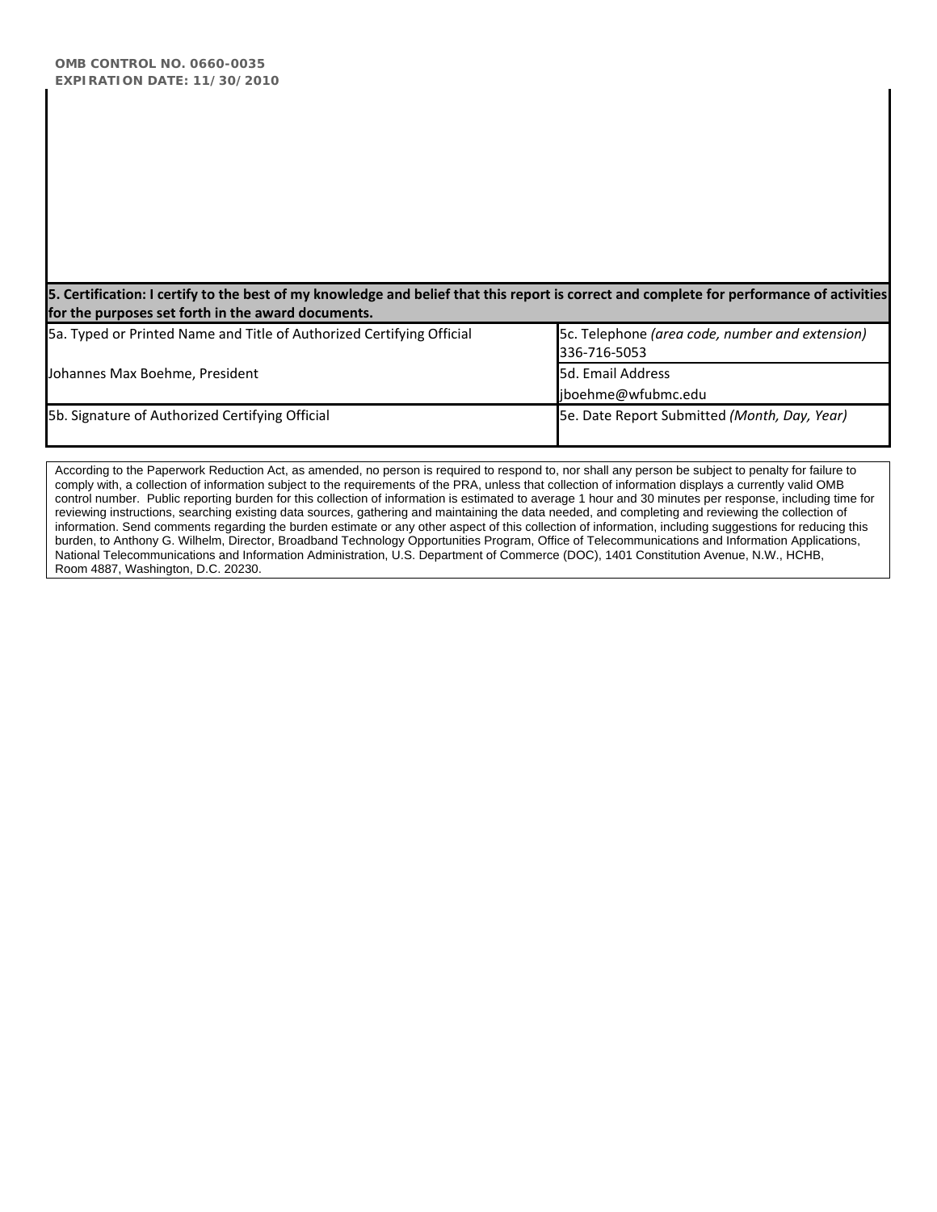**OMB CONTROL NO. 0660-0035**
**EXPIRATION DATE: 11/30/2010**

| **5. Certification: I certify to the best of my knowledge and belief that this report is correct and complete for performance of activities for the purposes set forth in the award documents.** | |
|---|---|
| 5a. Typed or Printed Name and Title of Authorized Certifying Official | 5c. Telephone *(area code, number and extension)*<br>336-716-5053 |
| Johannes Max Boehme, President | 5d. Email Address<br>jboehme@wfubmc.edu |
| 5b. Signature of Authorized Certifying Official | 5e. Date Report Submitted *(Month, Day, Year)* |

According to the Paperwork Reduction Act, as amended, no person is required to respond to, nor shall any person be subject to penalty for failure to comply with, a collection of information subject to the requirements of the PRA, unless that collection of information displays a currently valid OMB control number. Public reporting burden for this collection of information is estimated to average 1 hour and 30 minutes per response, including time for reviewing instructions, searching existing data sources, gathering and maintaining the data needed, and completing and reviewing the collection of information. Send comments regarding the burden estimate or any other aspect of this collection of information, including suggestions for reducing this burden, to Anthony G. Wilhelm, Director, Broadband Technology Opportunities Program, Office of Telecommunications and Information Applications, National Telecommunications and Information Administration, U.S. Department of Commerce (DOC), 1401 Constitution Avenue, N.W., HCHB, Room 4887, Washington, D.C. 20230.